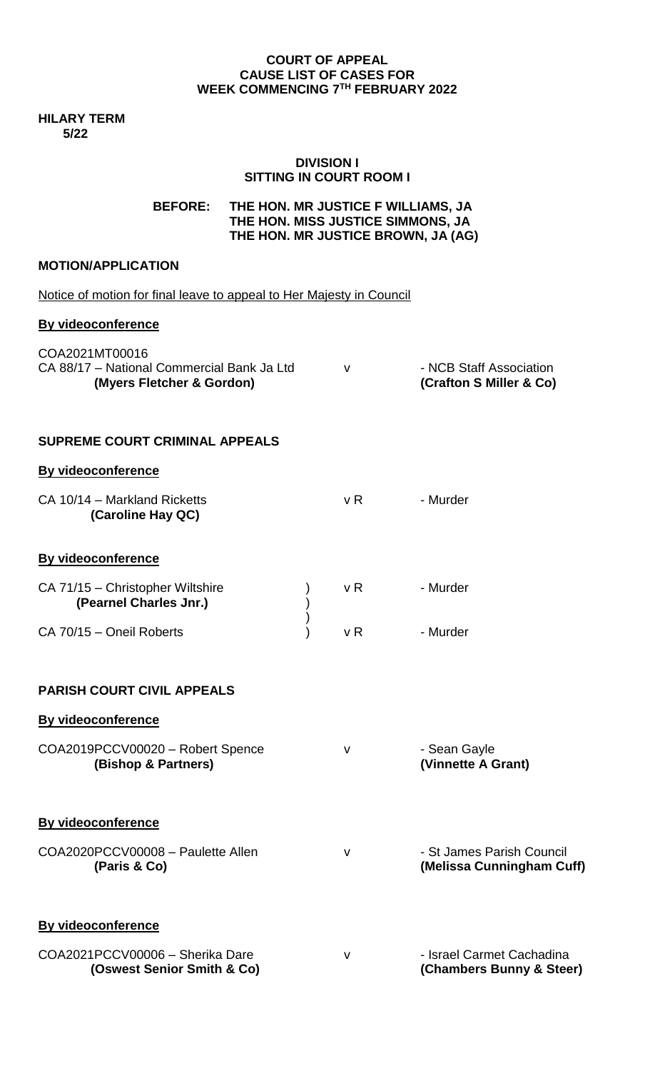**COURT OF APPEAL**
**CAUSE LIST OF CASES FOR**
**WEEK COMMENCING 7TH FEBRUARY 2022**

**HILARY TERM**
**5/22**

**DIVISION I**
**SITTING IN COURT ROOM I**

**BEFORE: THE HON. MR JUSTICE F WILLIAMS, JA**
**THE HON. MISS JUSTICE SIMMONS, JA**
**THE HON. MR JUSTICE BROWN, JA (AG)**

**MOTION/APPLICATION**

Notice of motion for final leave to appeal to Her Majesty in Council

**By videoconference**

COA2021MT00016
CA 88/17 – National Commercial Bank Ja Ltd v - NCB Staff Association
**(Myers Fletcher & Gordon)** **(Crafton S Miller & Co)**

**SUPREME COURT CRIMINAL APPEALS**

**By videoconference**

CA 10/14 – Markland Ricketts v R - Murder
**(Caroline Hay QC)**

**By videoconference**

CA 71/15 – Christopher Wiltshire ) v R - Murder
**(Pearnel Charles Jnr.)** )
)
CA 70/15 – Oneil Roberts ) v R - Murder

**PARISH COURT CIVIL APPEALS**

**By videoconference**

COA2019PCCV00020 – Robert Spence v - Sean Gayle
**(Bishop & Partners)** **(Vinnette A Grant)**

**By videoconference**

COA2020PCCV00008 – Paulette Allen v - St James Parish Council
**(Paris & Co)** **(Melissa Cunningham Cuff)**

**By videoconference**

COA2021PCCV00006 – Sherika Dare v - Israel Carmet Cachadina
**(Oswest Senior Smith & Co)** **(Chambers Bunny & Steer)**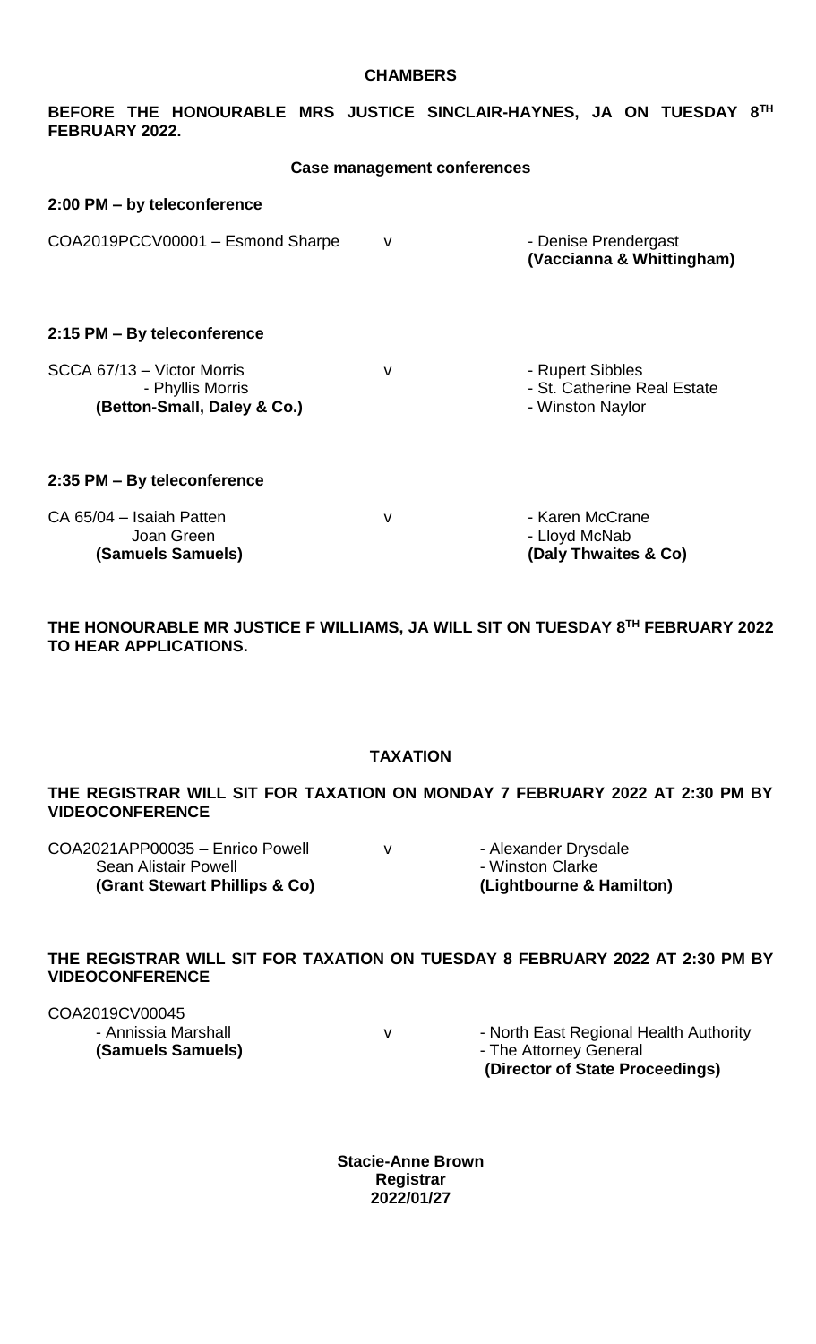## CHAMBERS

**BEFORE THE HONOURABLE MRS JUSTICE SINCLAIR-HAYNES, JA ON TUESDAY 8TH FEBRUARY 2022.**

**Case management conferences**

**2:00 PM – by teleconference**

| | | |
|---|---|---|
| COA2019PCCV00001 – Esmond Sharpe | v | - Denise Prendergast<br>**(Vaccianna & Whittingham)** |

**2:15 PM – By teleconference**

| | | |
|---|---|---|
| SCCA 67/13 – Victor Morris<br>- Phyllis Morris<br>**(Betton-Small, Daley & Co.)** | v | - Rupert Sibbles<br>- St. Catherine Real Estate<br>- Winston Naylor |

**2:35 PM – By teleconference**

| | | |
|---|---|---|
| CA 65/04 – Isaiah Patten<br>Joan Green<br>**(Samuels Samuels)** | v | - Karen McCrane<br>- Lloyd McNab<br>**(Daly Thwaites & Co)** |

**THE HONOURABLE MR JUSTICE F WILLIAMS, JA WILL SIT ON TUESDAY 8TH FEBRUARY 2022 TO HEAR APPLICATIONS.**

## TAXATION

**THE REGISTRAR WILL SIT FOR TAXATION ON MONDAY 7 FEBRUARY 2022 AT 2:30 PM BY VIDEOCONFERENCE**

| | | |
|---|---|---|
| COA2021APP00035 – Enrico Powell<br>Sean Alistair Powell<br>**(Grant Stewart Phillips & Co)** | v | - Alexander Drysdale<br>- Winston Clarke<br>**(Lightbourne & Hamilton)** |

**THE REGISTRAR WILL SIT FOR TAXATION ON TUESDAY 8 FEBRUARY 2022 AT 2:30 PM BY VIDEOCONFERENCE**

| | | |
|---|---|---|
| COA2019CV00045<br>- Annissia Marshall<br>**(Samuels Samuels)** | v | - North East Regional Health Authority<br>- The Attorney General<br>**(Director of State Proceedings)** |

**Stacie-Anne Brown**
**Registrar**
**2022/01/27**